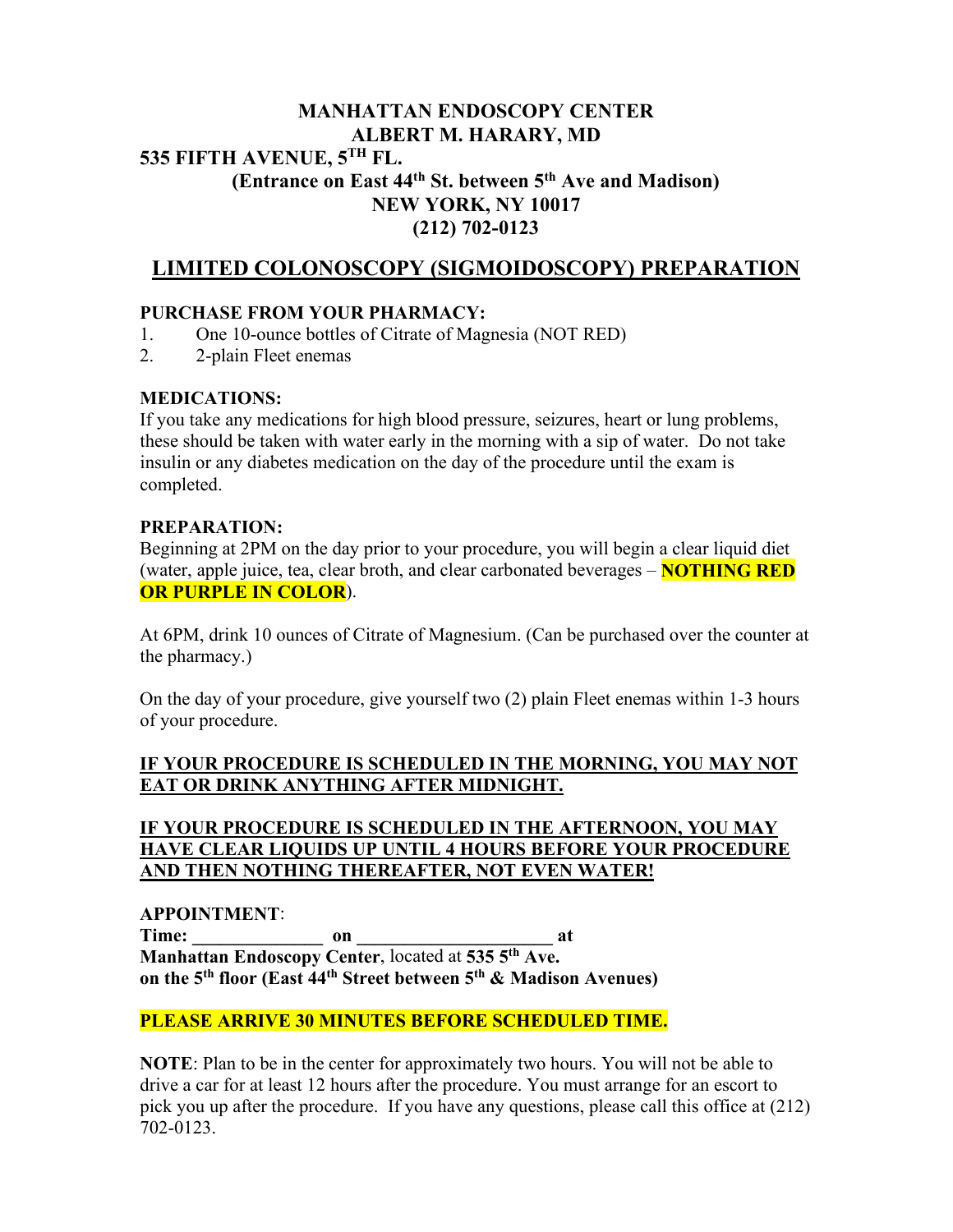**MANHATTAN ENDOSCOPY CENTER**
**ALBERT M. HARARY, MD**
**535 FIFTH AVENUE, 5TH FL.**
**(Entrance on East 44th St. between 5th Ave and Madison)**
**NEW YORK, NY 10017**
**(212) 702-0123**

# LIMITED COLONOSCOPY (SIGMOIDOSCOPY) PREPARATION

**PURCHASE FROM YOUR PHARMACY:**

1. One 10-ounce bottles of Citrate of Magnesia (NOT RED)
2. 2-plain Fleet enemas

**MEDICATIONS:**

If you take any medications for high blood pressure, seizures, heart or lung problems, these should be taken with water early in the morning with a sip of water. Do not take insulin or any diabetes medication on the day of the procedure until the exam is completed.

**PREPARATION:**

Beginning at 2PM on the day prior to your procedure, you will begin a clear liquid diet (water, apple juice, tea, clear broth, and clear carbonated beverages – **NOTHING RED OR PURPLE IN COLOR**).

At 6PM, drink 10 ounces of Citrate of Magnesium. (Can be purchased over the counter at the pharmacy.)

On the day of your procedure, give yourself two (2) plain Fleet enemas within 1-3 hours of your procedure.

**IF YOUR PROCEDURE IS SCHEDULED IN THE MORNING, YOU MAY NOT EAT OR DRINK ANYTHING AFTER MIDNIGHT.**

**IF YOUR PROCEDURE IS SCHEDULED IN THE AFTERNOON, YOU MAY HAVE CLEAR LIQUIDS UP UNTIL 4 HOURS BEFORE YOUR PROCEDURE AND THEN NOTHING THEREAFTER, NOT EVEN WATER!**

**APPOINTMENT**:
**Time: ______________ on ____________________ at**
**Manhattan Endoscopy Center**, located at **535 5th Ave.**
**on the 5th floor (East 44th Street between 5th & Madison Avenues)**

**PLEASE ARRIVE 30 MINUTES BEFORE SCHEDULED TIME.**

**NOTE**: Plan to be in the center for approximately two hours. You will not be able to drive a car for at least 12 hours after the procedure. You must arrange for an escort to pick you up after the procedure. If you have any questions, please call this office at (212) 702-0123.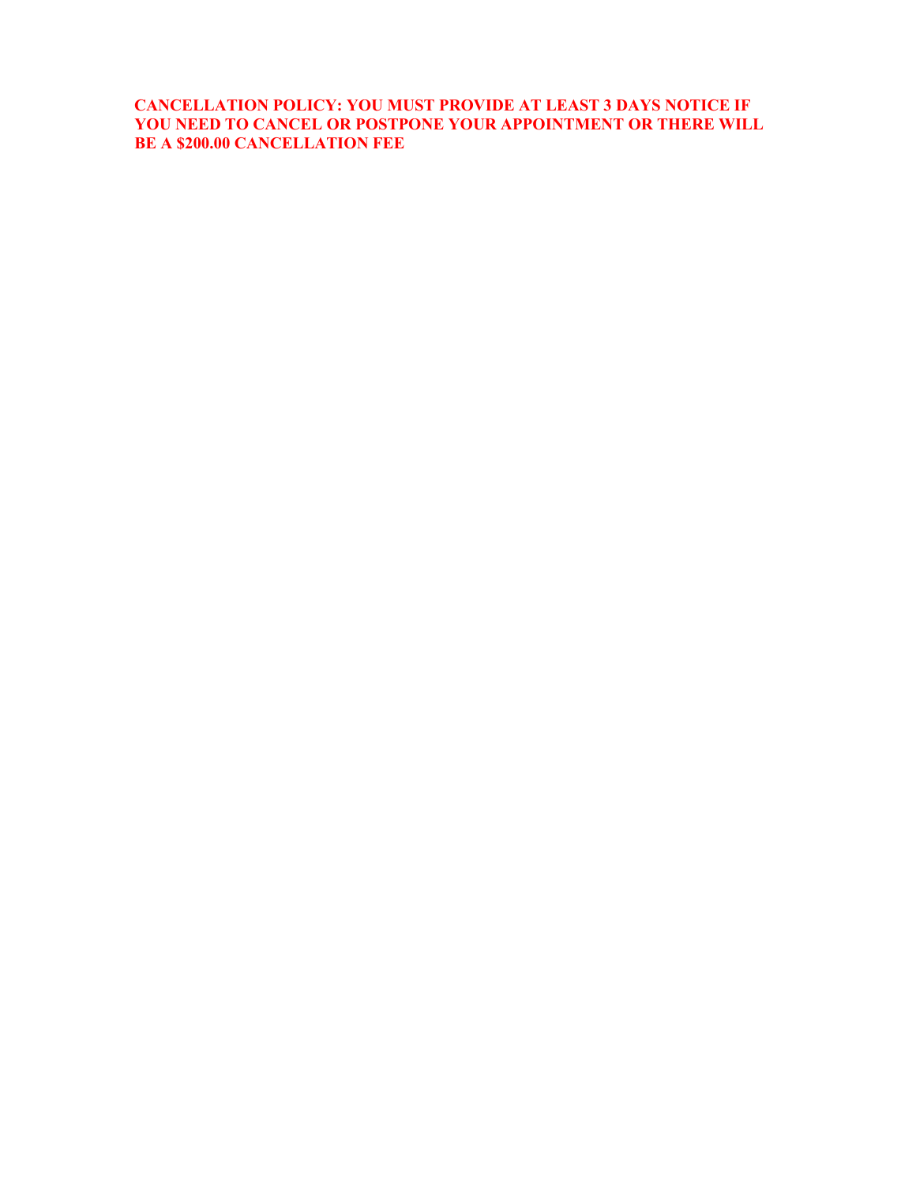**CANCELLATION POLICY: YOU MUST PROVIDE AT LEAST 3 DAYS NOTICE IF YOU NEED TO CANCEL OR POSTPONE YOUR APPOINTMENT OR THERE WILL BE A $200.00 CANCELLATION FEE**